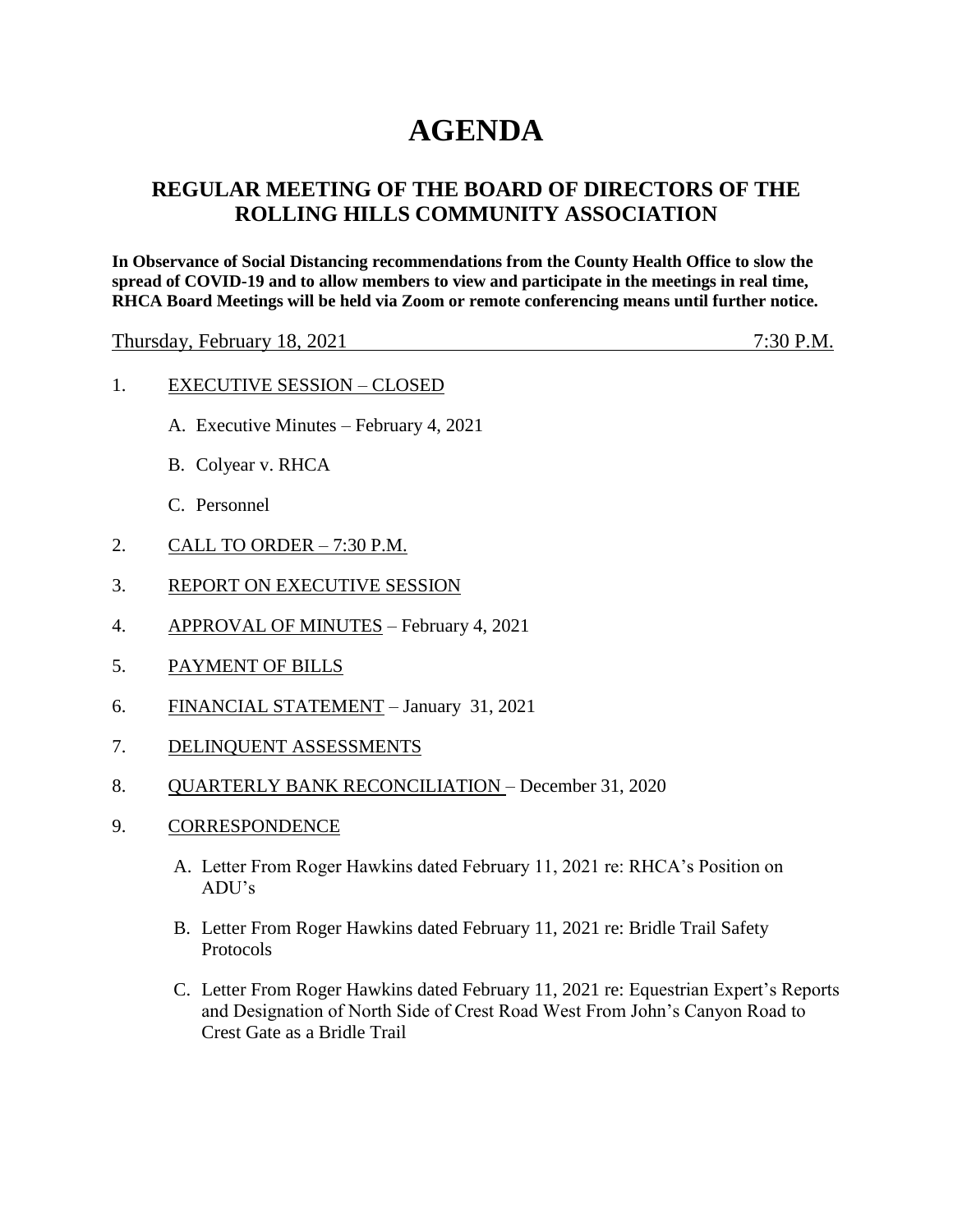# AGENDA

## REGULAR MEETING OF THE BOARD OF DIRECTORS OF THE ROLLING HILLS COMMUNITY ASSOCIATION

**In Observance of Social Distancing recommendations from the County Health Office to slow the spread of COVID-19 and to allow members to view and participate in the meetings in real time, RHCA Board Meetings will be held via Zoom or remote conferencing means until further notice.**

Thursday, February 18, 2021 — 7:30 P.M.

1. EXECUTIVE SESSION – CLOSED
   - A. Executive Minutes – February 4, 2021
   - B. Colyear v. RHCA
   - C. Personnel
2. CALL TO ORDER – 7:30 P.M.
3. REPORT ON EXECUTIVE SESSION
4. APPROVAL OF MINUTES – February 4, 2021
5. PAYMENT OF BILLS
6. FINANCIAL STATEMENT – January 31, 2021
7. DELINQUENT ASSESSMENTS
8. QUARTERLY BANK RECONCILIATION – December 31, 2020
9. CORRESPONDENCE
   - A. Letter From Roger Hawkins dated February 11, 2021 re: RHCA's Position on ADU's
   - B. Letter From Roger Hawkins dated February 11, 2021 re: Bridle Trail Safety Protocols
   - C. Letter From Roger Hawkins dated February 11, 2021 re: Equestrian Expert's Reports and Designation of North Side of Crest Road West From John's Canyon Road to Crest Gate as a Bridle Trail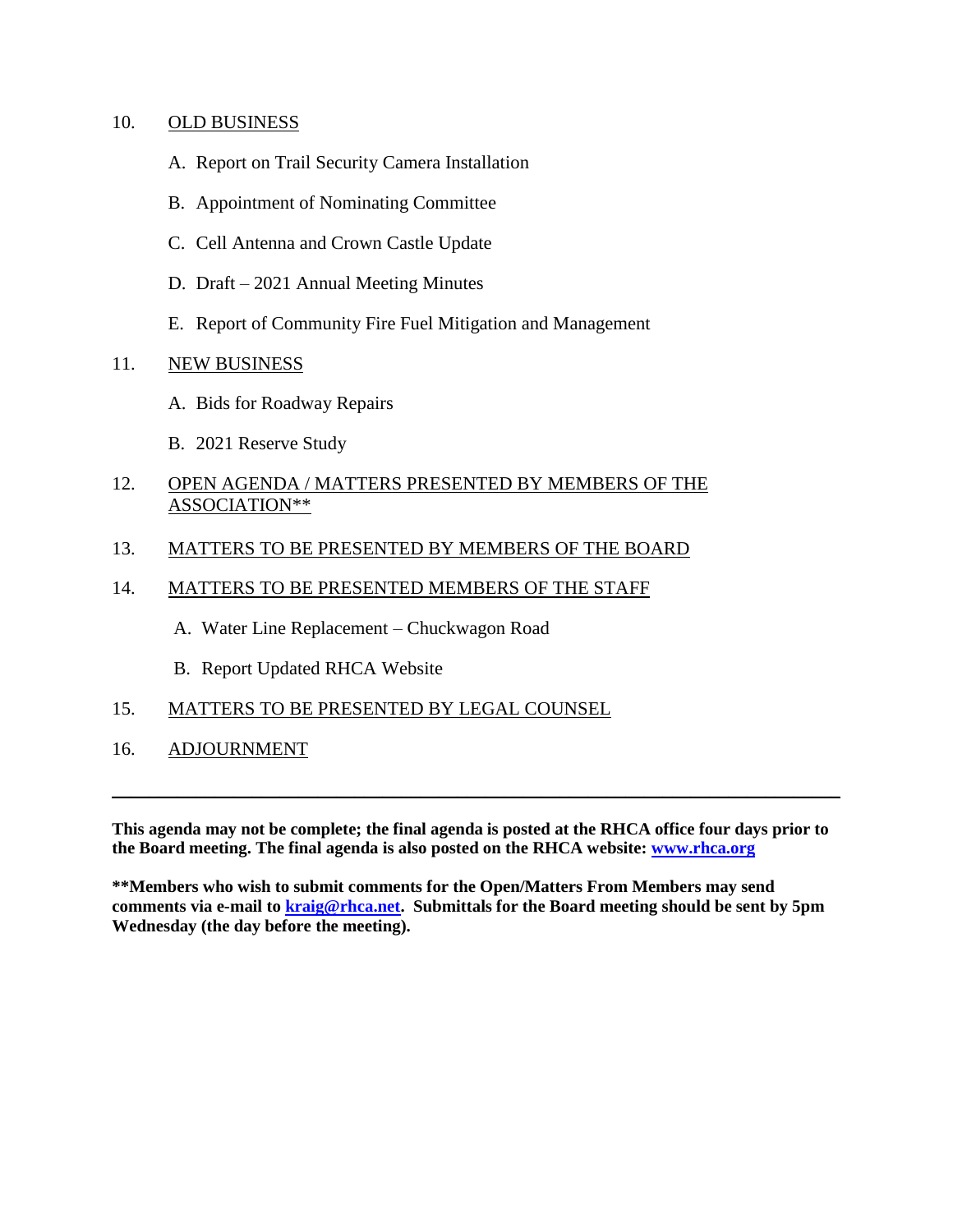10. <u>OLD BUSINESS</u>

    A. Report on Trail Security Camera Installation

    B. Appointment of Nominating Committee

    C. Cell Antenna and Crown Castle Update

    D. Draft – 2021 Annual Meeting Minutes

    E. Report of Community Fire Fuel Mitigation and Management

11. <u>NEW BUSINESS</u>

    A. Bids for Roadway Repairs

    B. 2021 Reserve Study

12. <u>OPEN AGENDA / MATTERS PRESENTED BY MEMBERS OF THE ASSOCIATION**</u>

13. <u>MATTERS TO BE PRESENTED BY MEMBERS OF THE BOARD</u>

14. <u>MATTERS TO BE PRESENTED MEMBERS OF THE STAFF</u>

    A. Water Line Replacement – Chuckwagon Road

    B. Report Updated RHCA Website

15. <u>MATTERS TO BE PRESENTED BY LEGAL COUNSEL</u>

16. <u>ADJOURNMENT</u>

---

**This agenda may not be complete; the final agenda is posted at the RHCA office four days prior to the Board meeting. The final agenda is also posted on the RHCA website: [www.rhca.org](http://www.rhca.org)**

****Members who wish to submit comments for the Open/Matters From Members may send comments via e-mail to [kraig@rhca.net](mailto:kraig@rhca.net). Submittals for the Board meeting should be sent by 5pm Wednesday (the day before the meeting).**